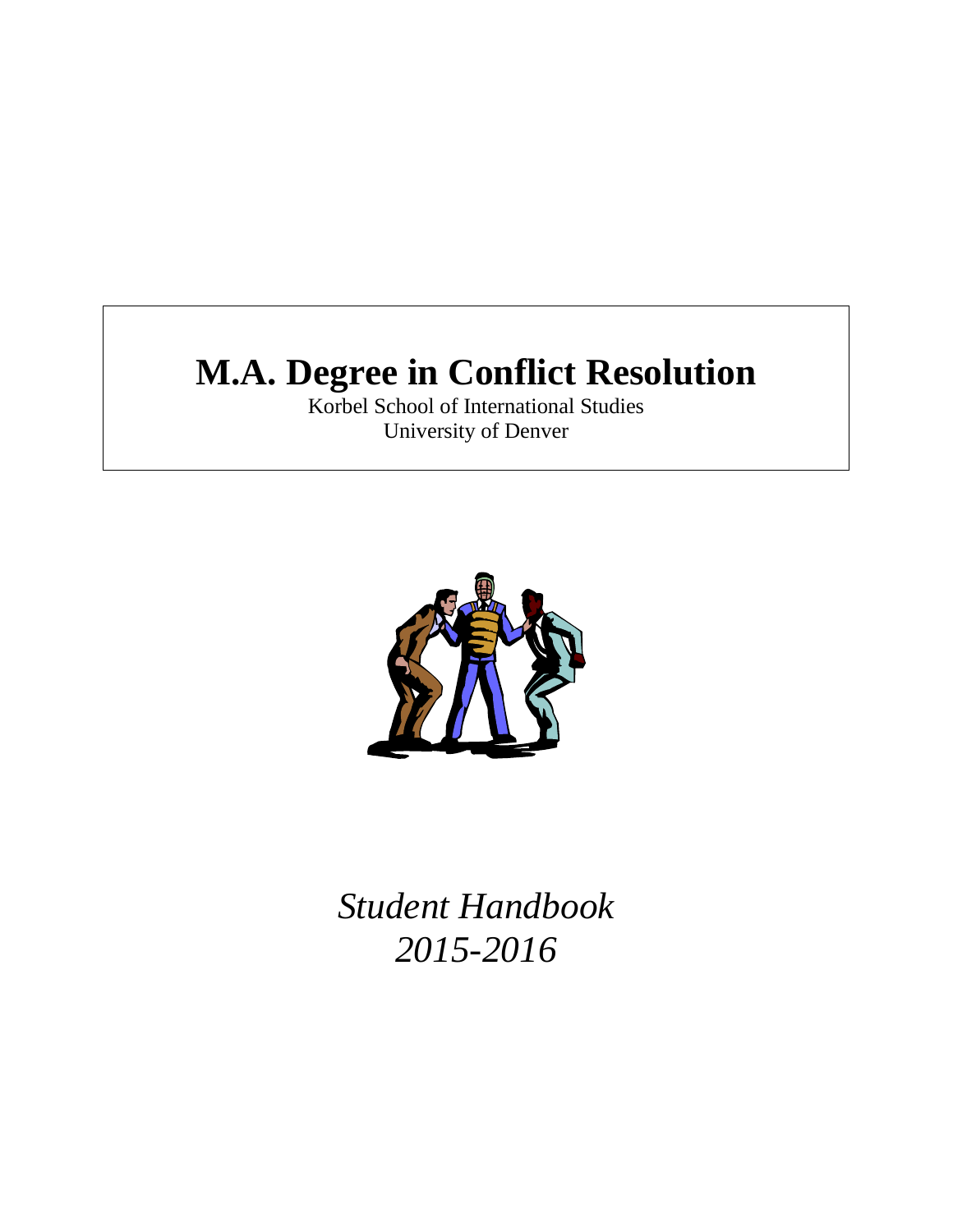# M.A. Degree in Conflict Resolution

Korbel School of International Studies
University of Denver

*Student Handbook*
*2015-2016*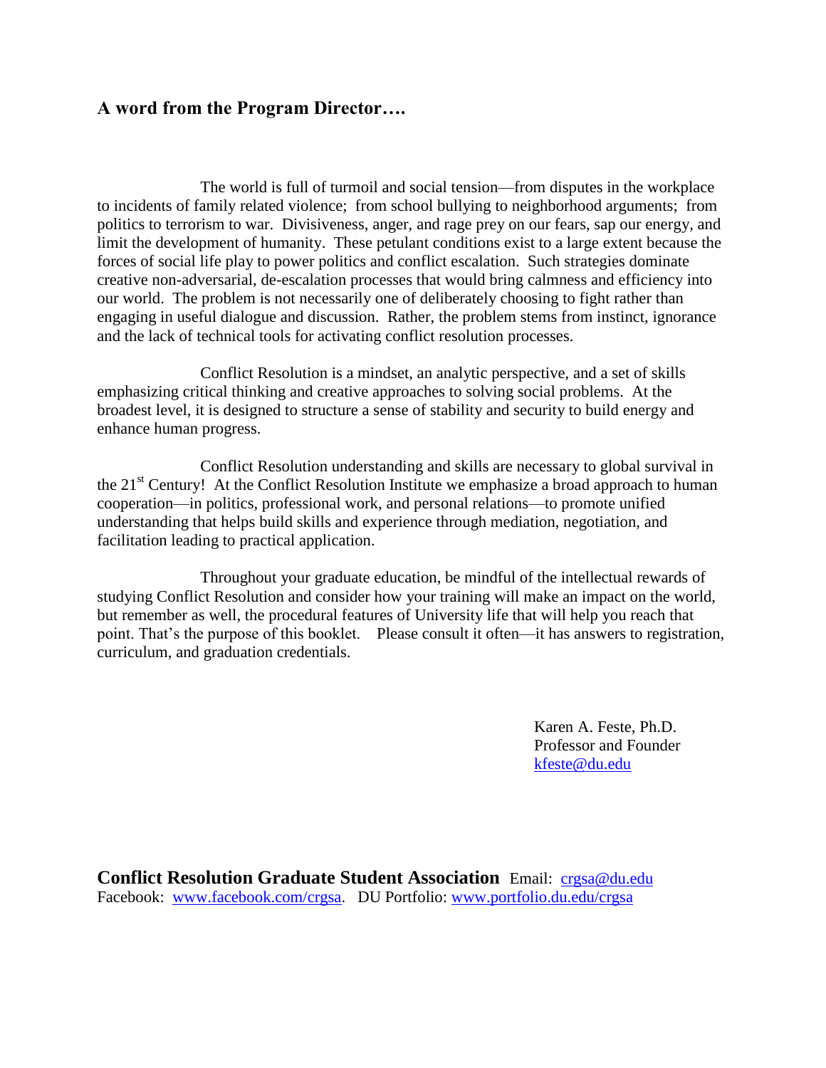## A word from the Program Director….

The world is full of turmoil and social tension—from disputes in the workplace to incidents of family related violence; from school bullying to neighborhood arguments; from politics to terrorism to war. Divisiveness, anger, and rage prey on our fears, sap our energy, and limit the development of humanity. These petulant conditions exist to a large extent because the forces of social life play to power politics and conflict escalation. Such strategies dominate creative non-adversarial, de-escalation processes that would bring calmness and efficiency into our world. The problem is not necessarily one of deliberately choosing to fight rather than engaging in useful dialogue and discussion. Rather, the problem stems from instinct, ignorance and the lack of technical tools for activating conflict resolution processes.

Conflict Resolution is a mindset, an analytic perspective, and a set of skills emphasizing critical thinking and creative approaches to solving social problems. At the broadest level, it is designed to structure a sense of stability and security to build energy and enhance human progress.

Conflict Resolution understanding and skills are necessary to global survival in the 21st Century! At the Conflict Resolution Institute we emphasize a broad approach to human cooperation—in politics, professional work, and personal relations—to promote unified understanding that helps build skills and experience through mediation, negotiation, and facilitation leading to practical application.

Throughout your graduate education, be mindful of the intellectual rewards of studying Conflict Resolution and consider how your training will make an impact on the world, but remember as well, the procedural features of University life that will help you reach that point. That's the purpose of this booklet. Please consult it often—it has answers to registration, curriculum, and graduation credentials.

Karen A. Feste, Ph.D.
Professor and Founder
kfeste@du.edu

**Conflict Resolution Graduate Student Association** Email: crgsa@du.edu
Facebook: www.facebook.com/crgsa. DU Portfolio: www.portfolio.du.edu/crgsa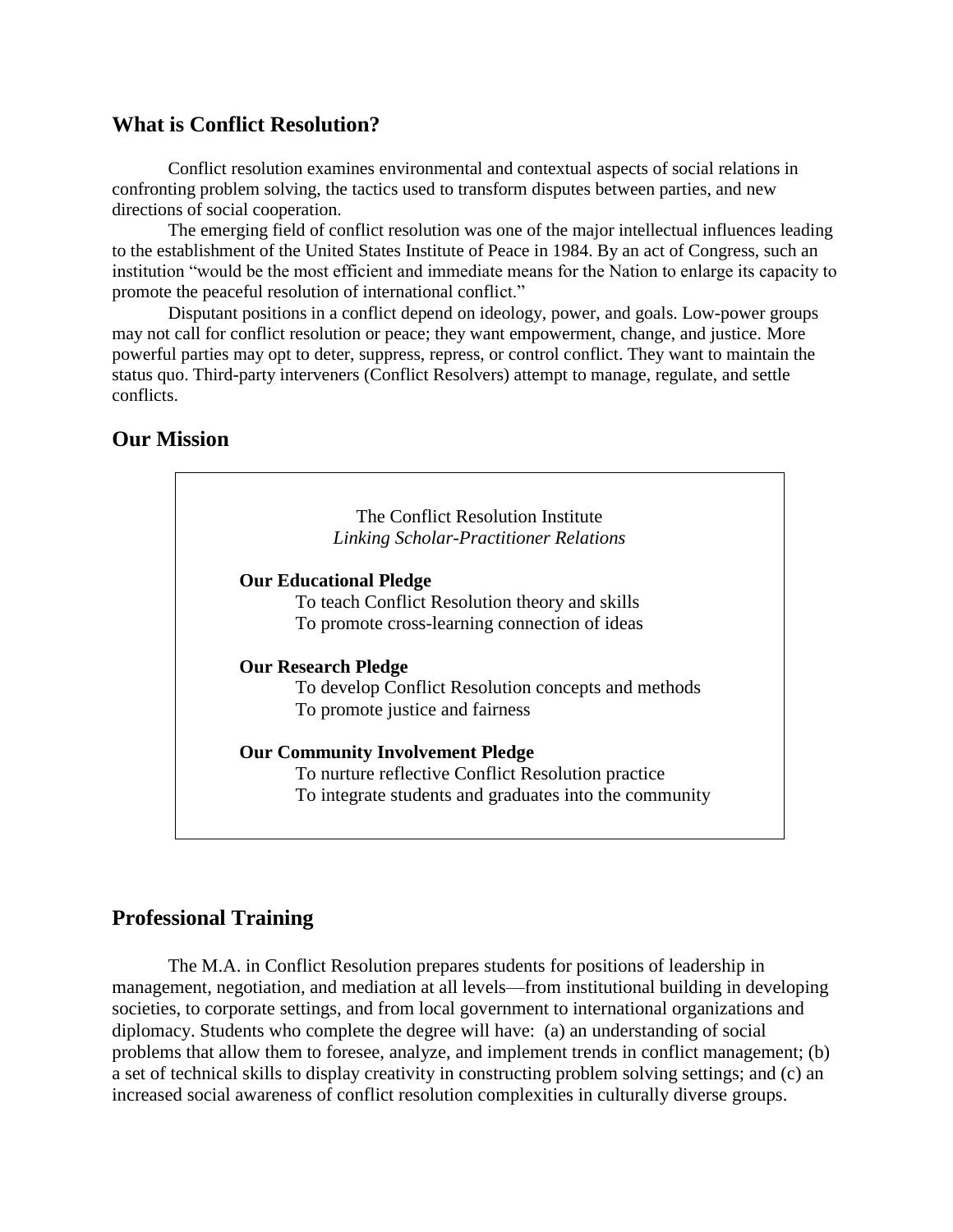## What is Conflict Resolution?

Conflict resolution examines environmental and contextual aspects of social relations in confronting problem solving, the tactics used to transform disputes between parties, and new directions of social cooperation.

The emerging field of conflict resolution was one of the major intellectual influences leading to the establishment of the United States Institute of Peace in 1984. By an act of Congress, such an institution "would be the most efficient and immediate means for the Nation to enlarge its capacity to promote the peaceful resolution of international conflict."

Disputant positions in a conflict depend on ideology, power, and goals. Low-power groups may not call for conflict resolution or peace; they want empowerment, change, and justice. More powerful parties may opt to deter, suppress, repress, or control conflict. They want to maintain the status quo. Third-party interveners (Conflict Resolvers) attempt to manage, regulate, and settle conflicts.

## Our Mission

The Conflict Resolution Institute
*Linking Scholar-Practitioner Relations*

**Our Educational Pledge**

To teach Conflict Resolution theory and skills
To promote cross-learning connection of ideas

**Our Research Pledge**

To develop Conflict Resolution concepts and methods
To promote justice and fairness

**Our Community Involvement Pledge**

To nurture reflective Conflict Resolution practice
To integrate students and graduates into the community

## Professional Training

The M.A. in Conflict Resolution prepares students for positions of leadership in management, negotiation, and mediation at all levels—from institutional building in developing societies, to corporate settings, and from local government to international organizations and diplomacy. Students who complete the degree will have: (a) an understanding of social problems that allow them to foresee, analyze, and implement trends in conflict management; (b) a set of technical skills to display creativity in constructing problem solving settings; and (c) an increased social awareness of conflict resolution complexities in culturally diverse groups.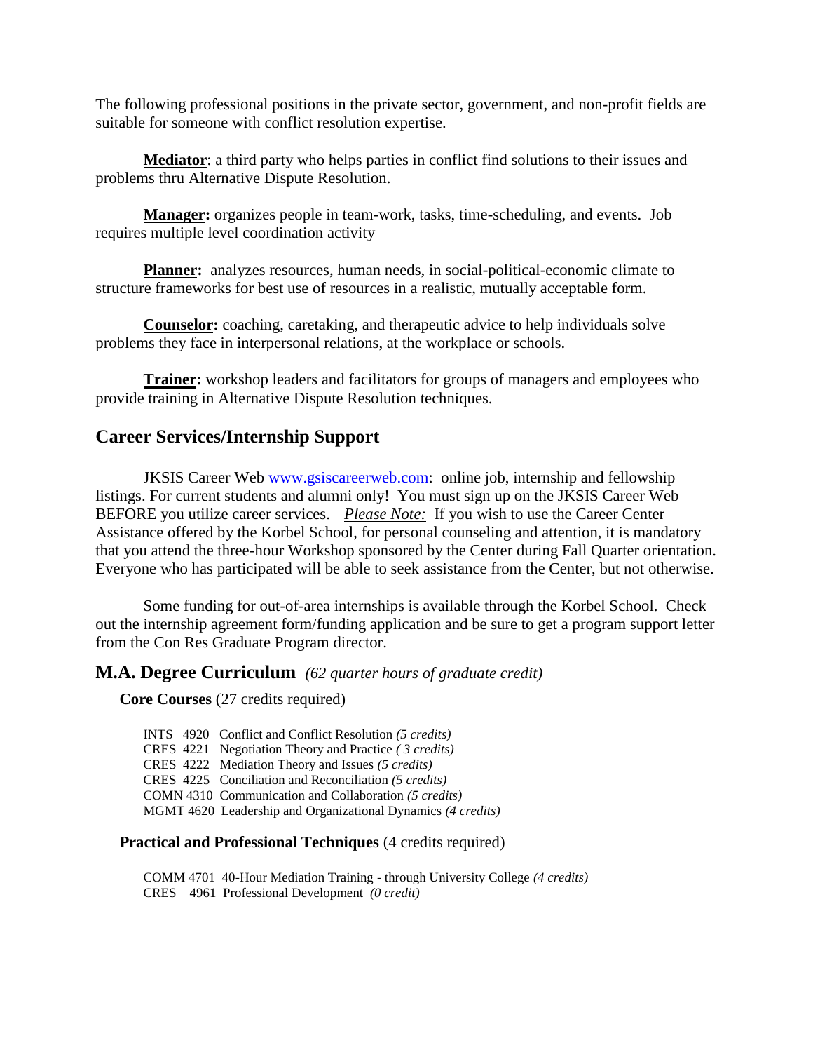The following professional positions in the private sector, government, and non-profit fields are suitable for someone with conflict resolution expertise.

**Mediator**: a third party who helps parties in conflict find solutions to their issues and problems thru Alternative Dispute Resolution.

**Manager:** organizes people in team-work, tasks, time-scheduling, and events. Job requires multiple level coordination activity

**Planner:** analyzes resources, human needs, in social-political-economic climate to structure frameworks for best use of resources in a realistic, mutually acceptable form.

**Counselor:** coaching, caretaking, and therapeutic advice to help individuals solve problems they face in interpersonal relations, at the workplace or schools.

**Trainer:** workshop leaders and facilitators for groups of managers and employees who provide training in Alternative Dispute Resolution techniques.

## Career Services/Internship Support

JKSIS Career Web www.gsiscareerweb.com: online job, internship and fellowship listings. For current students and alumni only! You must sign up on the JKSIS Career Web BEFORE you utilize career services. *Please Note:* If you wish to use the Career Center Assistance offered by the Korbel School, for personal counseling and attention, it is mandatory that you attend the three-hour Workshop sponsored by the Center during Fall Quarter orientation. Everyone who has participated will be able to seek assistance from the Center, but not otherwise.

Some funding for out-of-area internships is available through the Korbel School. Check out the internship agreement form/funding application and be sure to get a program support letter from the Con Res Graduate Program director.

## M.A. Degree Curriculum *(62 quarter hours of graduate credit)*

**Core Courses** (27 credits required)

INTS 4920 Conflict and Conflict Resolution *(5 credits)*
CRES 4221 Negotiation Theory and Practice *( 3 credits)*
CRES 4222 Mediation Theory and Issues *(5 credits)*
CRES 4225 Conciliation and Reconciliation *(5 credits)*
COMN 4310 Communication and Collaboration *(5 credits)*
MGMT 4620 Leadership and Organizational Dynamics *(4 credits)*

**Practical and Professional Techniques** (4 credits required)

COMM 4701 40-Hour Mediation Training - through University College *(4 credits)*
CRES 4961 Professional Development *(0 credit)*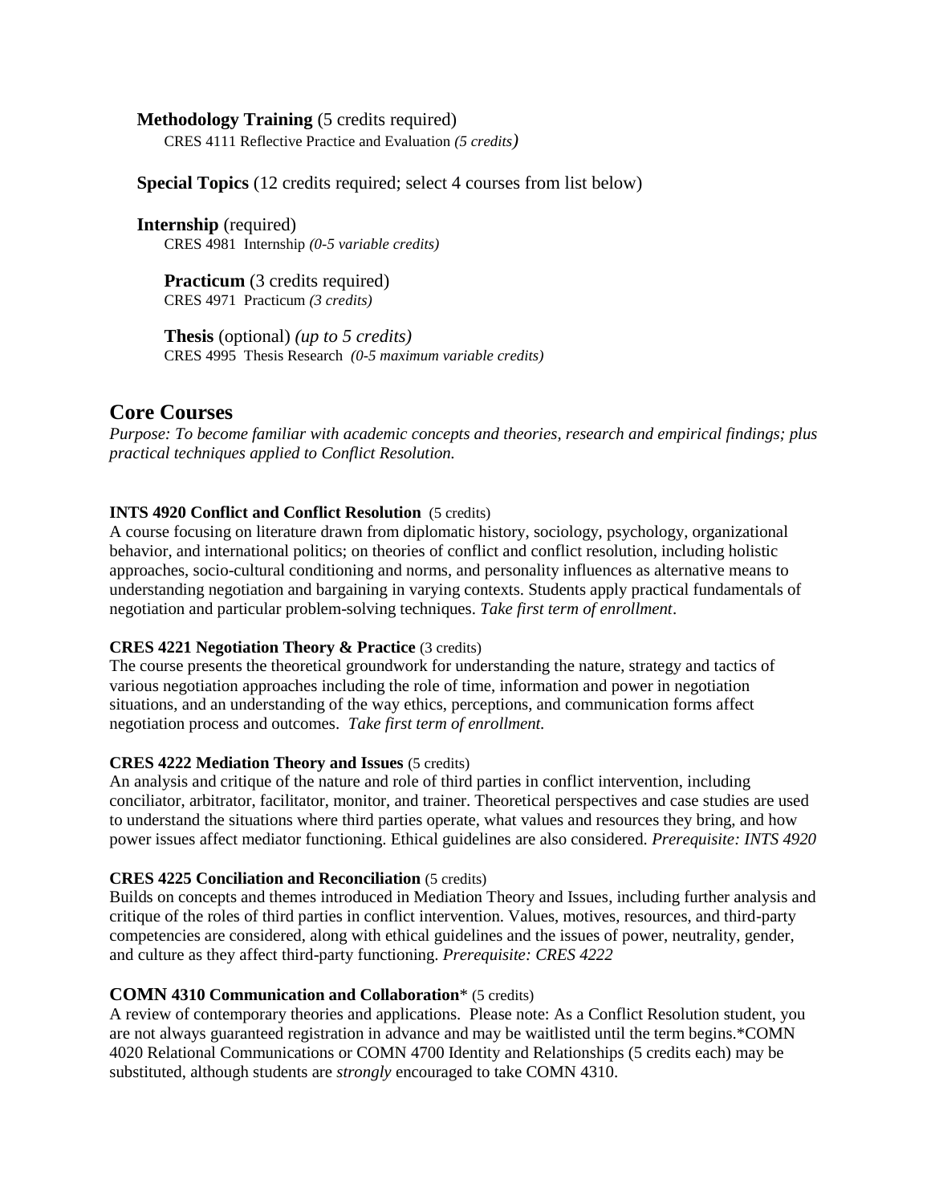**Methodology Training** (5 credits required)
CRES 4111 Reflective Practice and Evaluation *(5 credits)*

**Special Topics** (12 credits required; select 4 courses from list below)

**Internship** (required)
CRES 4981 Internship *(0-5 variable credits)*

**Practicum** (3 credits required)
CRES 4971 Practicum *(3 credits)*

**Thesis** (optional) *(up to 5 credits)*
CRES 4995 Thesis Research *(0-5 maximum variable credits)*

## Core Courses

*Purpose: To become familiar with academic concepts and theories, research and empirical findings; plus practical techniques applied to Conflict Resolution.*

**INTS 4920 Conflict and Conflict Resolution** (5 credits)
A course focusing on literature drawn from diplomatic history, sociology, psychology, organizational behavior, and international politics; on theories of conflict and conflict resolution, including holistic approaches, socio-cultural conditioning and norms, and personality influences as alternative means to understanding negotiation and bargaining in varying contexts. Students apply practical fundamentals of negotiation and particular problem-solving techniques. *Take first term of enrollment*.

**CRES 4221 Negotiation Theory & Practice** (3 credits)
The course presents the theoretical groundwork for understanding the nature, strategy and tactics of various negotiation approaches including the role of time, information and power in negotiation situations, and an understanding of the way ethics, perceptions, and communication forms affect negotiation process and outcomes. *Take first term of enrollment.*

**CRES 4222 Mediation Theory and Issues** (5 credits)
An analysis and critique of the nature and role of third parties in conflict intervention, including conciliator, arbitrator, facilitator, monitor, and trainer. Theoretical perspectives and case studies are used to understand the situations where third parties operate, what values and resources they bring, and how power issues affect mediator functioning. Ethical guidelines are also considered. *Prerequisite: INTS 4920*

**CRES 4225 Conciliation and Reconciliation** (5 credits)
Builds on concepts and themes introduced in Mediation Theory and Issues, including further analysis and critique of the roles of third parties in conflict intervention. Values, motives, resources, and third-party competencies are considered, along with ethical guidelines and the issues of power, neutrality, gender, and culture as they affect third-party functioning. *Prerequisite: CRES 4222*

**COMN 4310 Communication and Collaboration*** (5 credits)
A review of contemporary theories and applications. Please note: As a Conflict Resolution student, you are not always guaranteed registration in advance and may be waitlisted until the term begins.*COMN 4020 Relational Communications or COMN 4700 Identity and Relationships (5 credits each) may be substituted, although students are *strongly* encouraged to take COMN 4310.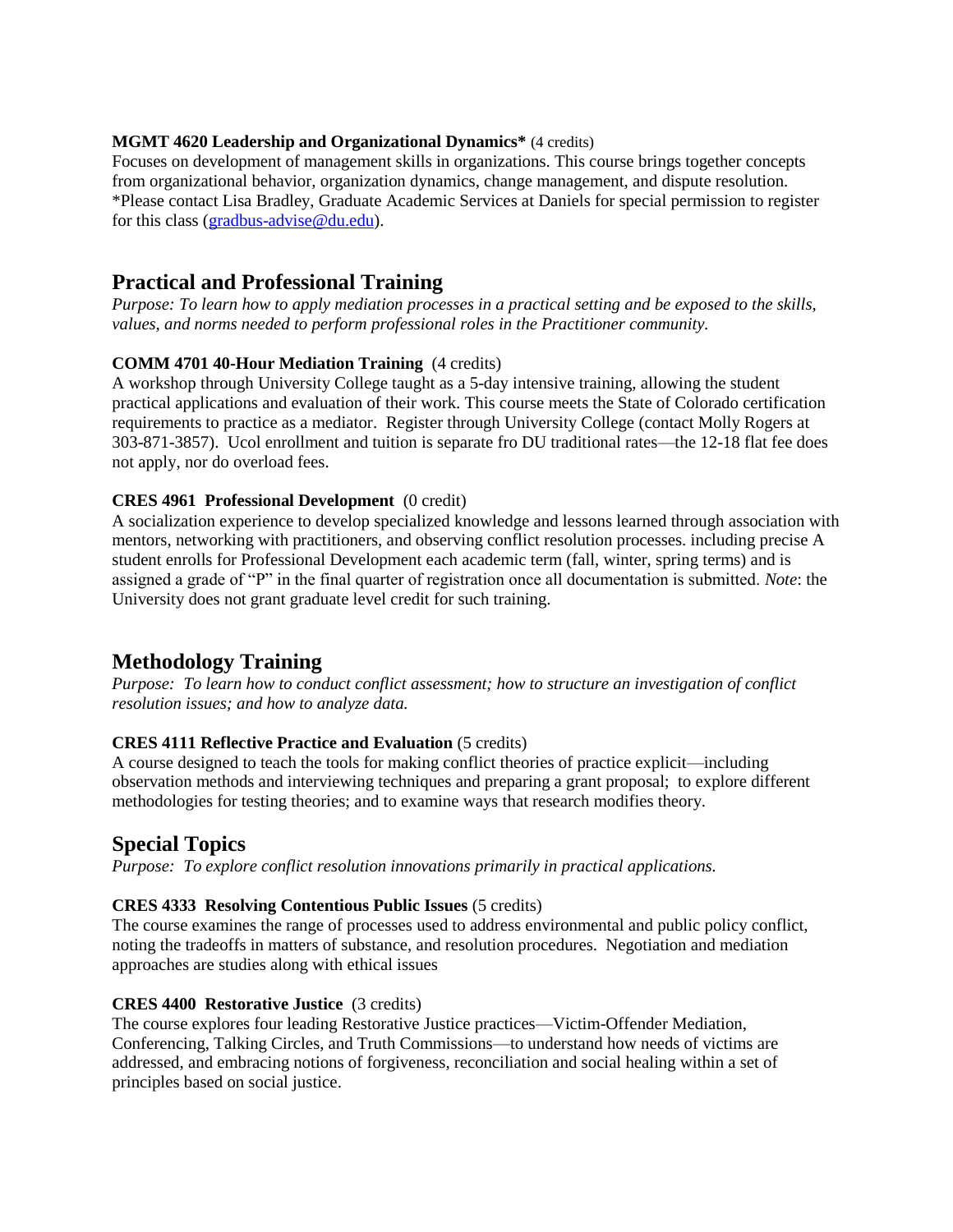**MGMT 4620 Leadership and Organizational Dynamics*** (4 credits)
Focuses on development of management skills in organizations. This course brings together concepts from organizational behavior, organization dynamics, change management, and dispute resolution. *Please contact Lisa Bradley, Graduate Academic Services at Daniels for special permission to register for this class (gradbus-advise@du.edu).

## Practical and Professional Training

*Purpose: To learn how to apply mediation processes in a practical setting and be exposed to the skills, values, and norms needed to perform professional roles in the Practitioner community.*

**COMM 4701 40-Hour Mediation Training** (4 credits)
A workshop through University College taught as a 5-day intensive training, allowing the student practical applications and evaluation of their work. This course meets the State of Colorado certification requirements to practice as a mediator. Register through University College (contact Molly Rogers at 303-871-3857). Ucol enrollment and tuition is separate fro DU traditional rates—the 12-18 flat fee does not apply, nor do overload fees.

**CRES 4961 Professional Development** (0 credit)
A socialization experience to develop specialized knowledge and lessons learned through association with mentors, networking with practitioners, and observing conflict resolution processes. including precise A student enrolls for Professional Development each academic term (fall, winter, spring terms) and is assigned a grade of "P" in the final quarter of registration once all documentation is submitted. *Note*: the University does not grant graduate level credit for such training.

## Methodology Training

*Purpose: To learn how to conduct conflict assessment; how to structure an investigation of conflict resolution issues; and how to analyze data.*

**CRES 4111 Reflective Practice and Evaluation** (5 credits)
A course designed to teach the tools for making conflict theories of practice explicit—including observation methods and interviewing techniques and preparing a grant proposal; to explore different methodologies for testing theories; and to examine ways that research modifies theory.

## Special Topics

*Purpose: To explore conflict resolution innovations primarily in practical applications.*

**CRES 4333 Resolving Contentious Public Issues** (5 credits)
The course examines the range of processes used to address environmental and public policy conflict, noting the tradeoffs in matters of substance, and resolution procedures. Negotiation and mediation approaches are studies along with ethical issues

**CRES 4400 Restorative Justice** (3 credits)
The course explores four leading Restorative Justice practices—Victim-Offender Mediation, Conferencing, Talking Circles, and Truth Commissions—to understand how needs of victims are addressed, and embracing notions of forgiveness, reconciliation and social healing within a set of principles based on social justice.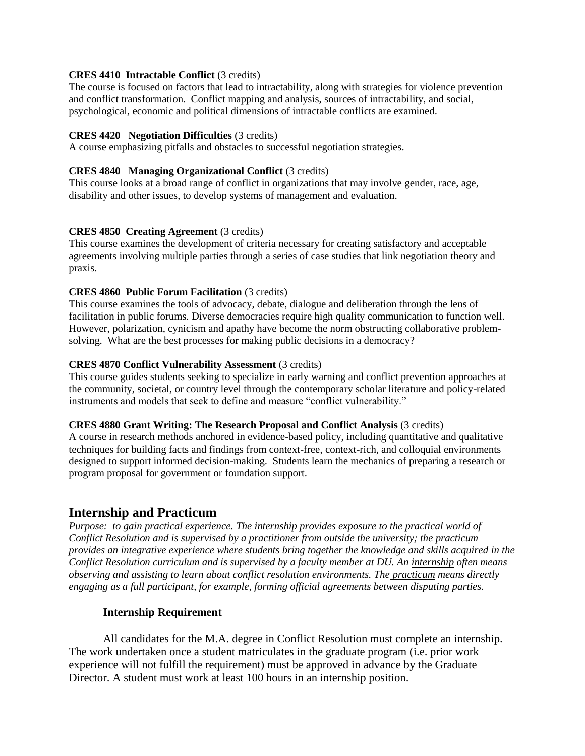**CRES 4410 Intractable Conflict** (3 credits)
The course is focused on factors that lead to intractability, along with strategies for violence prevention and conflict transformation. Conflict mapping and analysis, sources of intractability, and social, psychological, economic and political dimensions of intractable conflicts are examined.

**CRES 4420 Negotiation Difficulties** (3 credits)
A course emphasizing pitfalls and obstacles to successful negotiation strategies.

**CRES 4840 Managing Organizational Conflict** (3 credits)
This course looks at a broad range of conflict in organizations that may involve gender, race, age, disability and other issues, to develop systems of management and evaluation.

**CRES 4850 Creating Agreement** (3 credits)
This course examines the development of criteria necessary for creating satisfactory and acceptable agreements involving multiple parties through a series of case studies that link negotiation theory and praxis.

**CRES 4860 Public Forum Facilitation** (3 credits)
This course examines the tools of advocacy, debate, dialogue and deliberation through the lens of facilitation in public forums. Diverse democracies require high quality communication to function well. However, polarization, cynicism and apathy have become the norm obstructing collaborative problem-solving. What are the best processes for making public decisions in a democracy?

**CRES 4870 Conflict Vulnerability Assessment** (3 credits)
This course guides students seeking to specialize in early warning and conflict prevention approaches at the community, societal, or country level through the contemporary scholar literature and policy-related instruments and models that seek to define and measure "conflict vulnerability."

**CRES 4880 Grant Writing: The Research Proposal and Conflict Analysis** (3 credits)
A course in research methods anchored in evidence-based policy, including quantitative and qualitative techniques for building facts and findings from context-free, context-rich, and colloquial environments designed to support informed decision-making. Students learn the mechanics of preparing a research or program proposal for government or foundation support.

## Internship and Practicum

*Purpose: to gain practical experience. The internship provides exposure to the practical world of Conflict Resolution and is supervised by a practitioner from outside the university; the practicum provides an integrative experience where students bring together the knowledge and skills acquired in the Conflict Resolution curriculum and is supervised by a faculty member at DU. An internship often means observing and assisting to learn about conflict resolution environments. The practicum means directly engaging as a full participant, for example, forming official agreements between disputing parties.*

### Internship Requirement

All candidates for the M.A. degree in Conflict Resolution must complete an internship. The work undertaken once a student matriculates in the graduate program (i.e. prior work experience will not fulfill the requirement) must be approved in advance by the Graduate Director. A student must work at least 100 hours in an internship position.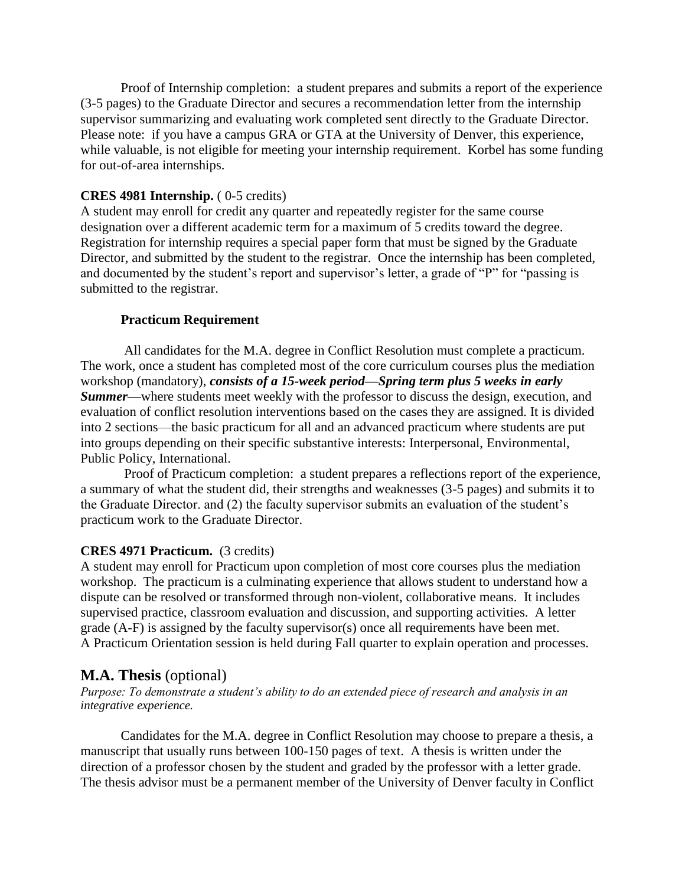Proof of Internship completion: a student prepares and submits a report of the experience (3-5 pages) to the Graduate Director and secures a recommendation letter from the internship supervisor summarizing and evaluating work completed sent directly to the Graduate Director. Please note: if you have a campus GRA or GTA at the University of Denver, this experience, while valuable, is not eligible for meeting your internship requirement. Korbel has some funding for out-of-area internships.

**CRES 4981 Internship.** ( 0-5 credits)
A student may enroll for credit any quarter and repeatedly register for the same course designation over a different academic term for a maximum of 5 credits toward the degree. Registration for internship requires a special paper form that must be signed by the Graduate Director, and submitted by the student to the registrar. Once the internship has been completed, and documented by the student's report and supervisor's letter, a grade of "P" for "passing is submitted to the registrar.

**Practicum Requirement**

All candidates for the M.A. degree in Conflict Resolution must complete a practicum. The work, once a student has completed most of the core curriculum courses plus the mediation workshop (mandatory), ***consists of a 15-week period—Spring term plus 5 weeks in early Summer***—where students meet weekly with the professor to discuss the design, execution, and evaluation of conflict resolution interventions based on the cases they are assigned. It is divided into 2 sections—the basic practicum for all and an advanced practicum where students are put into groups depending on their specific substantive interests: Interpersonal, Environmental, Public Policy, International.

Proof of Practicum completion: a student prepares a reflections report of the experience, a summary of what the student did, their strengths and weaknesses (3-5 pages) and submits it to the Graduate Director. and (2) the faculty supervisor submits an evaluation of the student's practicum work to the Graduate Director.

**CRES 4971 Practicum.** (3 credits)
A student may enroll for Practicum upon completion of most core courses plus the mediation workshop. The practicum is a culminating experience that allows student to understand how a dispute can be resolved or transformed through non-violent, collaborative means. It includes supervised practice, classroom evaluation and discussion, and supporting activities. A letter grade (A-F) is assigned by the faculty supervisor(s) once all requirements have been met. A Practicum Orientation session is held during Fall quarter to explain operation and processes.

## M.A. Thesis (optional)

*Purpose: To demonstrate a student's ability to do an extended piece of research and analysis in an integrative experience.*

Candidates for the M.A. degree in Conflict Resolution may choose to prepare a thesis, a manuscript that usually runs between 100-150 pages of text. A thesis is written under the direction of a professor chosen by the student and graded by the professor with a letter grade. The thesis advisor must be a permanent member of the University of Denver faculty in Conflict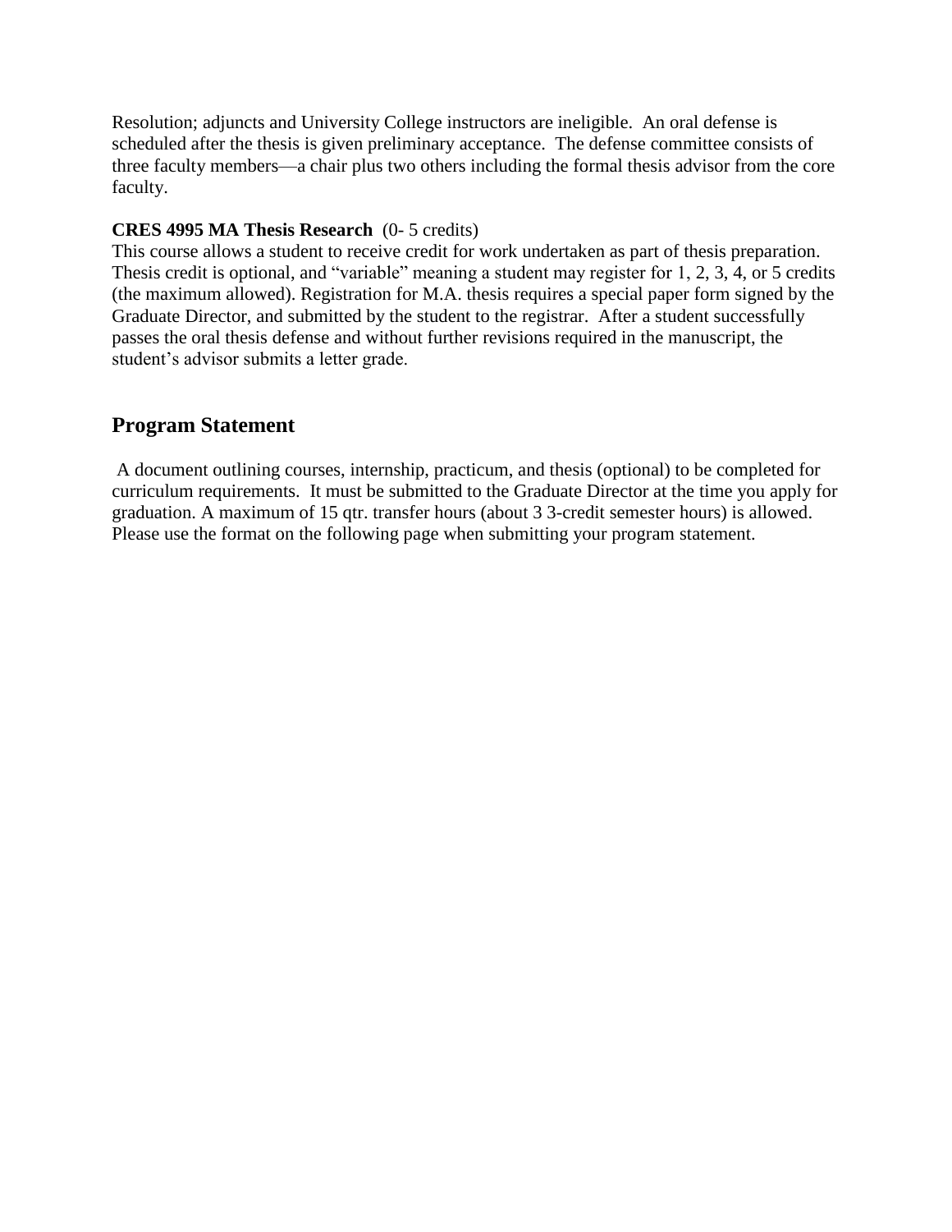Resolution; adjuncts and University College instructors are ineligible. An oral defense is scheduled after the thesis is given preliminary acceptance. The defense committee consists of three faculty members—a chair plus two others including the formal thesis advisor from the core faculty.

**CRES 4995 MA Thesis Research** (0- 5 credits)
This course allows a student to receive credit for work undertaken as part of thesis preparation. Thesis credit is optional, and "variable" meaning a student may register for 1, 2, 3, 4, or 5 credits (the maximum allowed). Registration for M.A. thesis requires a special paper form signed by the Graduate Director, and submitted by the student to the registrar. After a student successfully passes the oral thesis defense and without further revisions required in the manuscript, the student's advisor submits a letter grade.

## Program Statement

A document outlining courses, internship, practicum, and thesis (optional) to be completed for curriculum requirements. It must be submitted to the Graduate Director at the time you apply for graduation. A maximum of 15 qtr. transfer hours (about 3 3-credit semester hours) is allowed. Please use the format on the following page when submitting your program statement.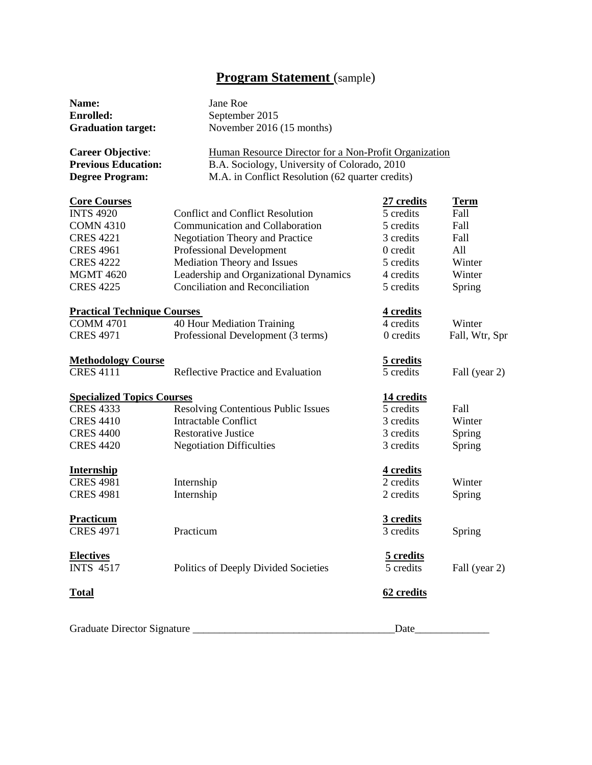# **Program Statement** (sample)

**Name:** Jane Roe
**Enrolled:** September 2015
**Graduation target:** November 2016 (15 months)

**Career Objective**: Human Resource Director for a Non-Profit Organization
**Previous Education:** B.A. Sociology, University of Colorado, 2010
**Degree Program:** M.A. in Conflict Resolution (62 quarter credits)

| **Core Courses** | | **27 credits** | **Term** |
|---|---|---|---|
| INTS 4920 | Conflict and Conflict Resolution | 5 credits | Fall |
| COMN 4310 | Communication and Collaboration | 5 credits | Fall |
| CRES 4221 | Negotiation Theory and Practice | 3 credits | Fall |
| CRES 4961 | Professional Development | 0 credit | All |
| CRES 4222 | Mediation Theory and Issues | 5 credits | Winter |
| MGMT 4620 | Leadership and Organizational Dynamics | 4 credits | Winter |
| CRES 4225 | Conciliation and Reconciliation | 5 credits | Spring |
| **Practical Technique Courses** | | **4 credits** | |
| COMM 4701 | 40 Hour Mediation Training | 4 credits | Winter |
| CRES 4971 | Professional Development (3 terms) | 0 credits | Fall, Wtr, Spr |
| **Methodology Course** | | **5 credits** | |
| CRES 4111 | Reflective Practice and Evaluation | 5 credits | Fall (year 2) |
| **Specialized Topics Courses** | | **14 credits** | |
| CRES 4333 | Resolving Contentious Public Issues | 5 credits | Fall |
| CRES 4410 | Intractable Conflict | 3 credits | Winter |
| CRES 4400 | Restorative Justice | 3 credits | Spring |
| CRES 4420 | Negotiation Difficulties | 3 credits | Spring |
| **Internship** | | **4 credits** | |
| CRES 4981 | Internship | 2 credits | Winter |
| CRES 4981 | Internship | 2 credits | Spring |
| **Practicum** | | **3 credits** | |
| CRES 4971 | Practicum | 3 credits | Spring |
| **Electives** | | **5 credits** | |
| INTS 4517 | Politics of Deeply Divided Societies | 5 credits | Fall (year 2) |
| **Total** | | **62 credits** | |

Graduate Director Signature ____________________________________Date______________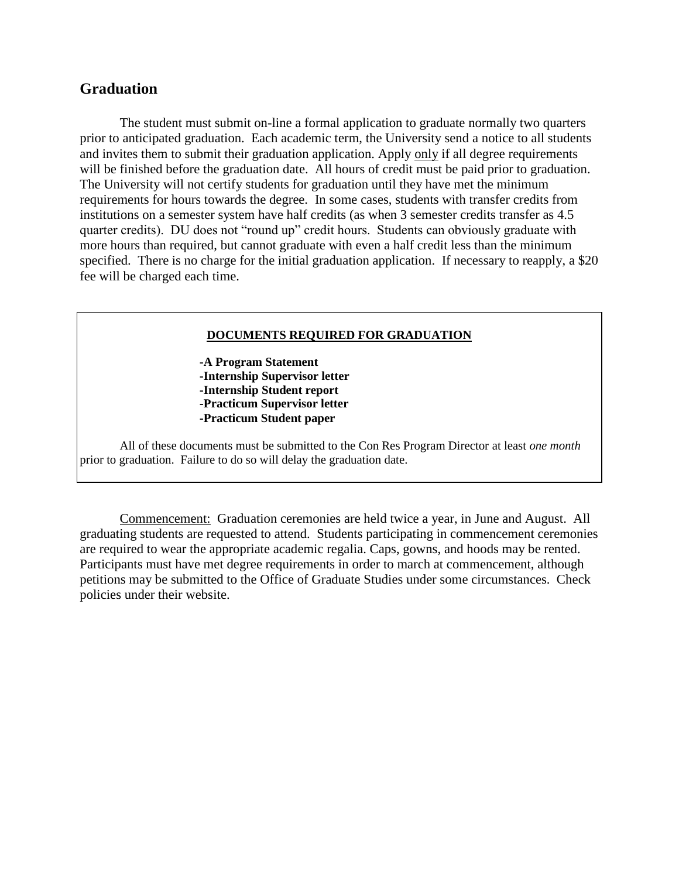## Graduation

The student must submit on-line a formal application to graduate normally two quarters prior to anticipated graduation. Each academic term, the University send a notice to all students and invites them to submit their graduation application. Apply <u>only</u> if all degree requirements will be finished before the graduation date. All hours of credit must be paid prior to graduation. The University will not certify students for graduation until they have met the minimum requirements for hours towards the degree. In some cases, students with transfer credits from institutions on a semester system have half credits (as when 3 semester credits transfer as 4.5 quarter credits). DU does not "round up" credit hours. Students can obviously graduate with more hours than required, but cannot graduate with even a half credit less than the minimum specified. There is no charge for the initial graduation application. If necessary to reapply, a $20 fee will be charged each time.

**<u>DOCUMENTS REQUIRED FOR GRADUATION</u>**

**-A Program Statement**
**-Internship Supervisor letter**
**-Internship Student report**
**-Practicum Supervisor letter**
**-Practicum Student paper**

All of these documents must be submitted to the Con Res Program Director at least *one month* prior to graduation. Failure to do so will delay the graduation date.

<u>Commencement:</u> Graduation ceremonies are held twice a year, in June and August. All graduating students are requested to attend. Students participating in commencement ceremonies are required to wear the appropriate academic regalia. Caps, gowns, and hoods may be rented. Participants must have met degree requirements in order to march at commencement, although petitions may be submitted to the Office of Graduate Studies under some circumstances. Check policies under their website.